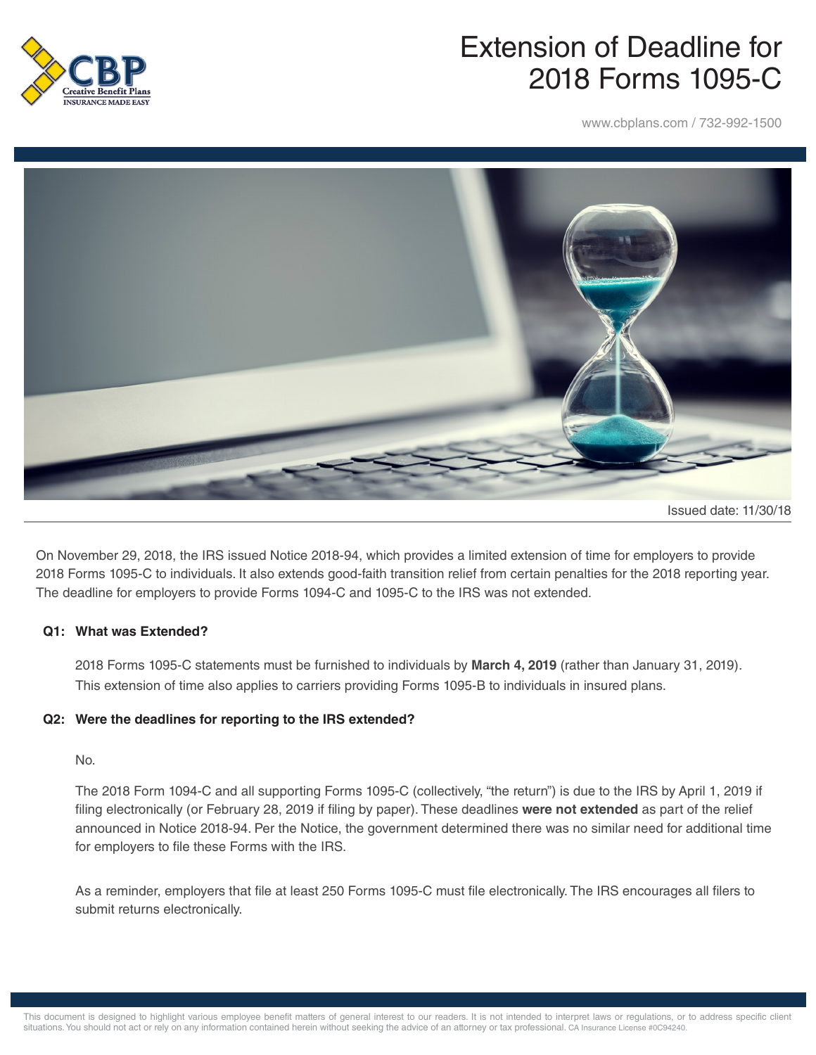# Extension of Deadline for 2018 Forms 1095-C

www.cbplans.com / 732-992-1500

Issued date: 11/30/18

On November 29, 2018, the IRS issued Notice 2018-94, which provides a limited extension of time for employers to provide 2018 Forms 1095-C to individuals. It also extends good-faith transition relief from certain penalties for the 2018 reporting year. The deadline for employers to provide Forms 1094-C and 1095-C to the IRS was not extended.

### Q1: What was Extended?

2018 Forms 1095-C statements must be furnished to individuals by **March 4, 2019** (rather than January 31, 2019). This extension of time also applies to carriers providing Forms 1095-B to individuals in insured plans.

### Q2: Were the deadlines for reporting to the IRS extended?

No.

The 2018 Form 1094-C and all supporting Forms 1095-C (collectively, "the return") is due to the IRS by April 1, 2019 if filing electronically (or February 28, 2019 if filing by paper). These deadlines **were not extended** as part of the relief announced in Notice 2018-94. Per the Notice, the government determined there was no similar need for additional time for employers to file these Forms with the IRS.

As a reminder, employers that file at least 250 Forms 1095-C must file electronically. The IRS encourages all filers to submit returns electronically.

This document is designed to highlight various employee benefit matters of general interest to our readers. It is not intended to interpret laws or regulations, or to address specific client situations. You should not act or rely on any information contained herein without seeking the advice of an attorney or tax professional. CA Insurance License #0C94240.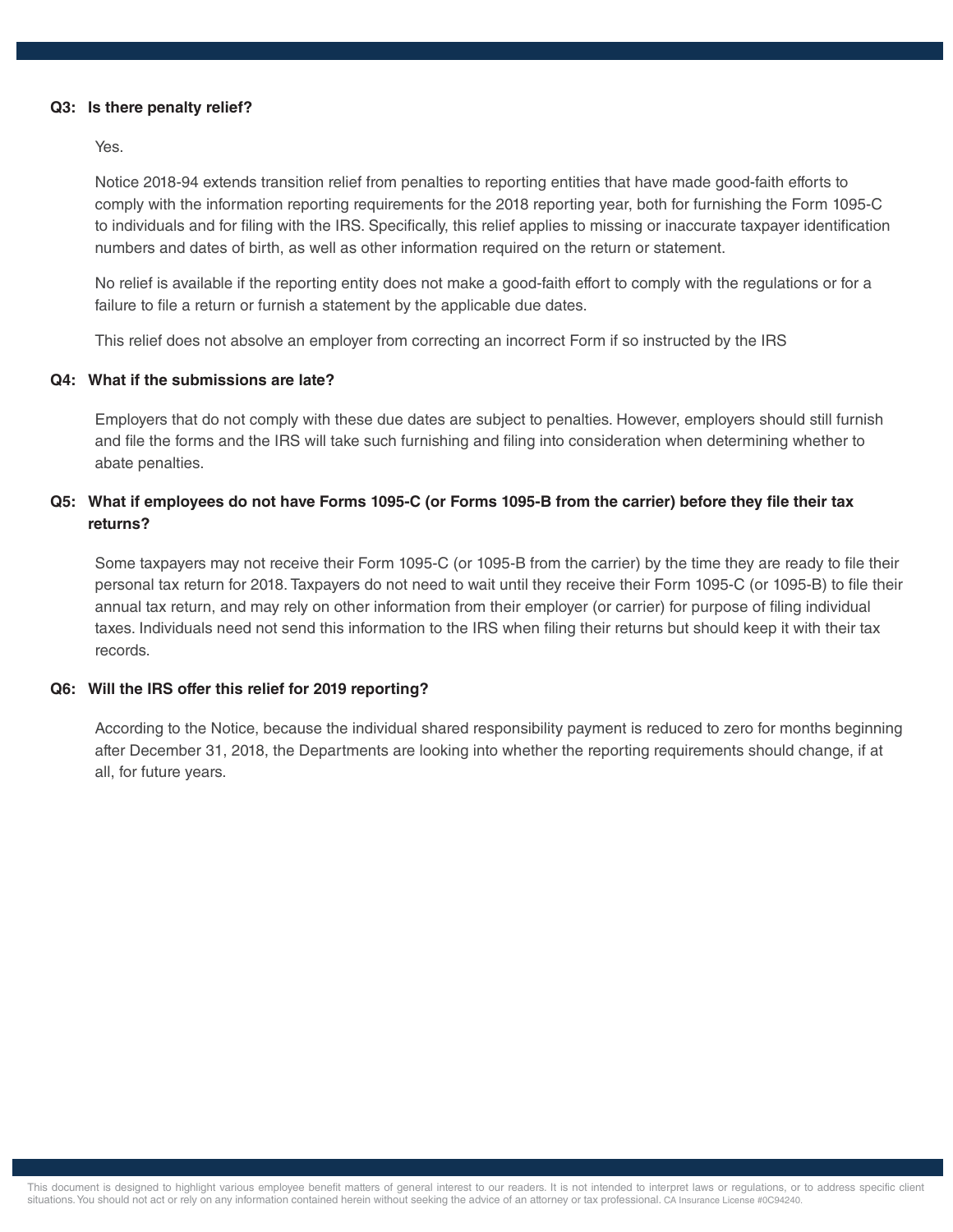**Q3: Is there penalty relief?**

Yes.

Notice 2018-94 extends transition relief from penalties to reporting entities that have made good-faith efforts to comply with the information reporting requirements for the 2018 reporting year, both for furnishing the Form 1095-C to individuals and for filing with the IRS. Specifically, this relief applies to missing or inaccurate taxpayer identification numbers and dates of birth, as well as other information required on the return or statement.

No relief is available if the reporting entity does not make a good-faith effort to comply with the regulations or for a failure to file a return or furnish a statement by the applicable due dates.

This relief does not absolve an employer from correcting an incorrect Form if so instructed by the IRS

**Q4: What if the submissions are late?**

Employers that do not comply with these due dates are subject to penalties. However, employers should still furnish and file the forms and the IRS will take such furnishing and filing into consideration when determining whether to abate penalties.

**Q5: What if employees do not have Forms 1095-C (or Forms 1095-B from the carrier) before they file their tax returns?**

Some taxpayers may not receive their Form 1095-C (or 1095-B from the carrier) by the time they are ready to file their personal tax return for 2018. Taxpayers do not need to wait until they receive their Form 1095-C (or 1095-B) to file their annual tax return, and may rely on other information from their employer (or carrier) for purpose of filing individual taxes. Individuals need not send this information to the IRS when filing their returns but should keep it with their tax records.

**Q6: Will the IRS offer this relief for 2019 reporting?**

According to the Notice, because the individual shared responsibility payment is reduced to zero for months beginning after December 31, 2018, the Departments are looking into whether the reporting requirements should change, if at all, for future years.

This document is designed to highlight various employee benefit matters of general interest to our readers. It is not intended to interpret laws or regulations, or to address specific client situations. You should not act or rely on any information contained herein without seeking the advice of an attorney or tax professional. CA Insurance License #0C94240.